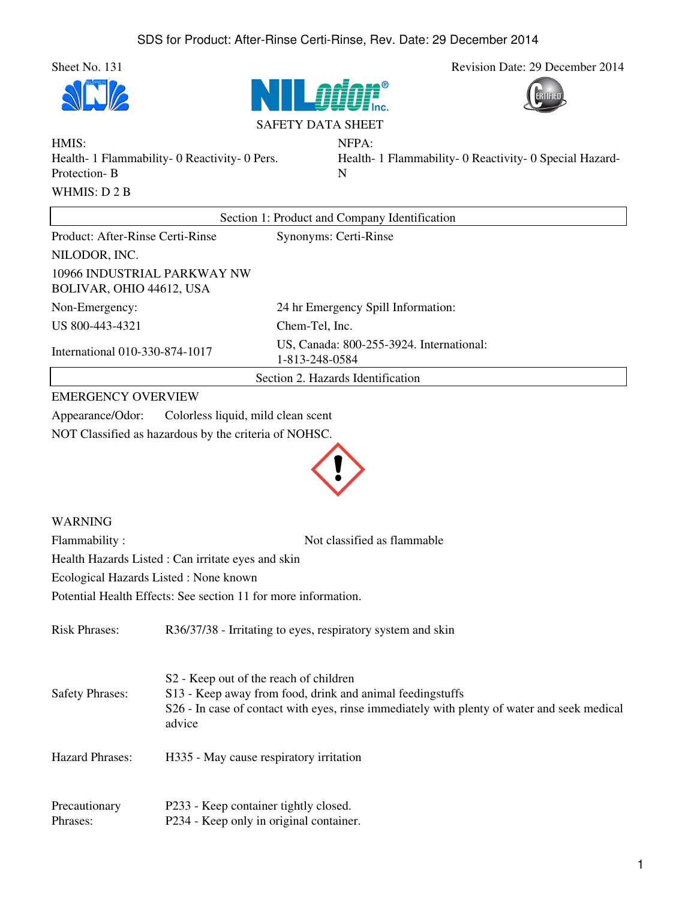Sheet No. 131

Revision Date: 29 December 2014

NILodor® Inc.

SAFETY DATA SHEET

HMIS:
Health- 1 Flammability- 0 Reactivity- 0 Pers. Protection- B

NFPA:
Health- 1 Flammability- 0 Reactivity- 0 Special Hazard- N

WHMIS: D 2 B

## Section 1: Product and Company Identification

Product: After-Rinse Certi-Rinse

Synonyms: Certi-Rinse

NILODOR, INC.

10966 INDUSTRIAL PARKWAY NW
BOLIVAR, OHIO 44612, USA

Non-Emergency:

US 800-443-4321

International 010-330-874-1017

24 hr Emergency Spill Information:

Chem-Tel, Inc.

US, Canada: 800-255-3924. International: 1-813-248-0584

## Section 2. Hazards Identification

EMERGENCY OVERVIEW

Appearance/Odor: Colorless liquid, mild clean scent

NOT Classified as hazardous by the criteria of NOHSC.

WARNING

Flammability : Not classified as flammable

Health Hazards Listed : Can irritate eyes and skin

Ecological Hazards Listed : None known

Potential Health Effects: See section 11 for more information.

Risk Phrases: R36/37/38 - Irritating to eyes, respiratory system and skin

Safety Phrases:
S2 - Keep out of the reach of children
S13 - Keep away from food, drink and animal feedingstuffs
S26 - In case of contact with eyes, rinse immediately with plenty of water and seek medical advice

Hazard Phrases: H335 - May cause respiratory irritation

Precautionary Phrases:
P233 - Keep container tightly closed.
P234 - Keep only in original container.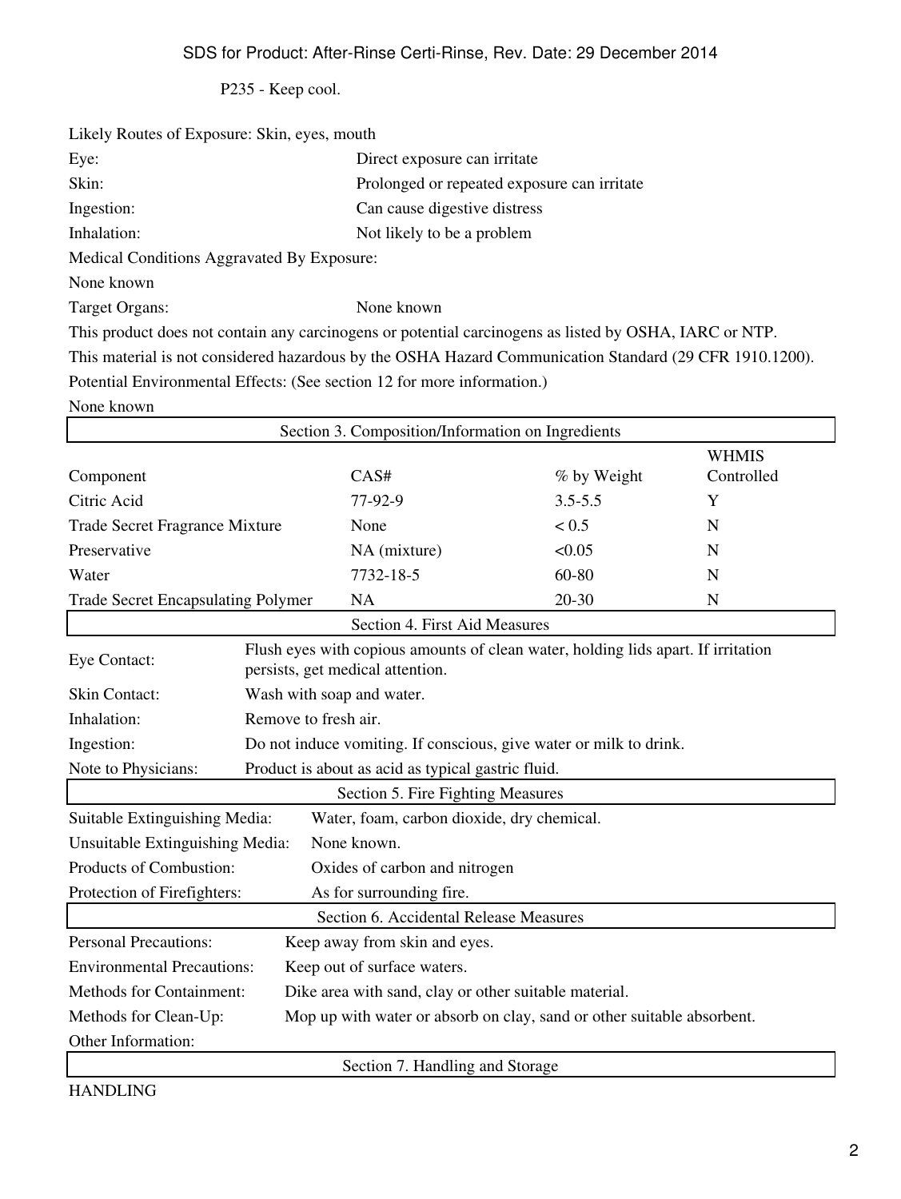P235 - Keep cool.

Likely Routes of Exposure: Skin, eyes, mouth

| | |
|---|---|
| Eye: | Direct exposure can irritate |
| Skin: | Prolonged or repeated exposure can irritate |
| Ingestion: | Can cause digestive distress |
| Inhalation: | Not likely to be a problem |

Medical Conditions Aggravated By Exposure:

None known

Target Organs: None known

This product does not contain any carcinogens or potential carcinogens as listed by OSHA, IARC or NTP.

This material is not considered hazardous by the OSHA Hazard Communication Standard (29 CFR 1910.1200).

Potential Environmental Effects: (See section 12 for more information.)

None known

## Section 3. Composition/Information on Ingredients

| Component | CAS# | % by Weight | WHMIS Controlled |
|---|---|---|---|
| Citric Acid | 77-92-9 | 3.5-5.5 | Y |
| Trade Secret Fragrance Mixture | None | < 0.5 | N |
| Preservative | NA (mixture) | <0.05 | N |
| Water | 7732-18-5 | 60-80 | N |
| Trade Secret Encapsulating Polymer | NA | 20-30 | N |

## Section 4. First Aid Measures

| | |
|---|---|
| Eye Contact: | Flush eyes with copious amounts of clean water, holding lids apart. If irritation persists, get medical attention. |
| Skin Contact: | Wash with soap and water. |
| Inhalation: | Remove to fresh air. |
| Ingestion: | Do not induce vomiting. If conscious, give water or milk to drink. |
| Note to Physicians: | Product is about as acid as typical gastric fluid. |

## Section 5. Fire Fighting Measures

| | |
|---|---|
| Suitable Extinguishing Media: | Water, foam, carbon dioxide, dry chemical. |
| Unsuitable Extinguishing Media: | None known. |
| Products of Combustion: | Oxides of carbon and nitrogen |
| Protection of Firefighters: | As for surrounding fire. |

## Section 6. Accidental Release Measures

| | |
|---|---|
| Personal Precautions: | Keep away from skin and eyes. |
| Environmental Precautions: | Keep out of surface waters. |
| Methods for Containment: | Dike area with sand, clay or other suitable material. |
| Methods for Clean-Up: | Mop up with water or absorb on clay, sand or other suitable absorbent. |
| Other Information: | |

## Section 7. Handling and Storage

HANDLING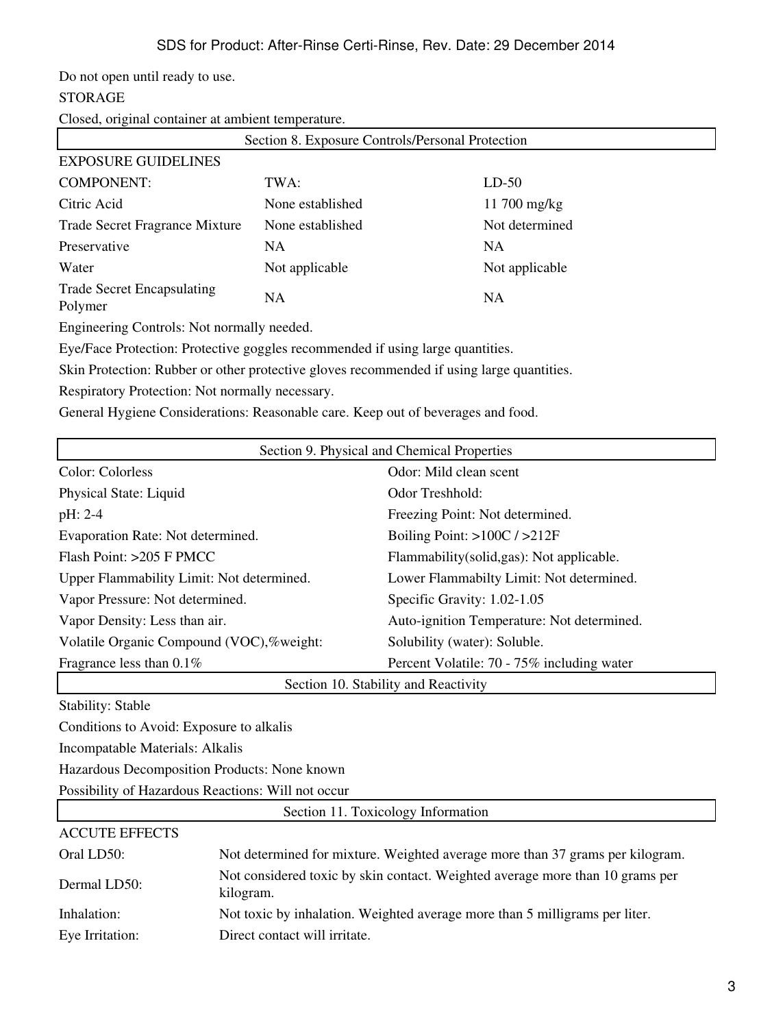Do not open until ready to use.

STORAGE

Closed, original container at ambient temperature.

## Section 8. Exposure Controls/Personal Protection

EXPOSURE GUIDELINES

| COMPONENT: | TWA: | LD-50 |
|---|---|---|
| Citric Acid | None established | 11 700 mg/kg |
| Trade Secret Fragrance Mixture | None established | Not determined |
| Preservative | NA | NA |
| Water | Not applicable | Not applicable |
| Trade Secret Encapsulating Polymer | NA | NA |

Engineering Controls: Not normally needed.

Eye/Face Protection: Protective goggles recommended if using large quantities.

Skin Protection: Rubber or other protective gloves recommended if using large quantities.

Respiratory Protection: Not normally necessary.

General Hygiene Considerations: Reasonable care. Keep out of beverages and food.

## Section 9. Physical and Chemical Properties

| | |
|---|---|
| Color: Colorless | Odor: Mild clean scent |
| Physical State: Liquid | Odor Treshhold: |
| pH: 2-4 | Freezing Point: Not determined. |
| Evaporation Rate: Not determined. | Boiling Point: >100C / >212F |
| Flash Point: >205 F PMCC | Flammability(solid,gas): Not applicable. |
| Upper Flammability Limit: Not determined. | Lower Flammabilty Limit: Not determined. |
| Vapor Pressure: Not determined. | Specific Gravity: 1.02-1.05 |
| Vapor Density: Less than air. | Auto-ignition Temperature: Not determined. |
| Volatile Organic Compound (VOC),%weight: | Solubility (water): Soluble. |
| Fragrance less than 0.1% | Percent Volatile: 70 - 75% including water |

## Section 10. Stability and Reactivity

Stability: Stable

Conditions to Avoid: Exposure to alkalis

Incompatable Materials: Alkalis

Hazardous Decomposition Products: None known

Possibility of Hazardous Reactions: Will not occur

## Section 11. Toxicology Information

ACCUTE EFFECTS

| | |
|---|---|
| Oral LD50: | Not determined for mixture. Weighted average more than 37 grams per kilogram. |
| Dermal LD50: | Not considered toxic by skin contact. Weighted average more than 10 grams per kilogram. |
| Inhalation: | Not toxic by inhalation. Weighted average more than 5 milligrams per liter. |
| Eye Irritation: | Direct contact will irritate. |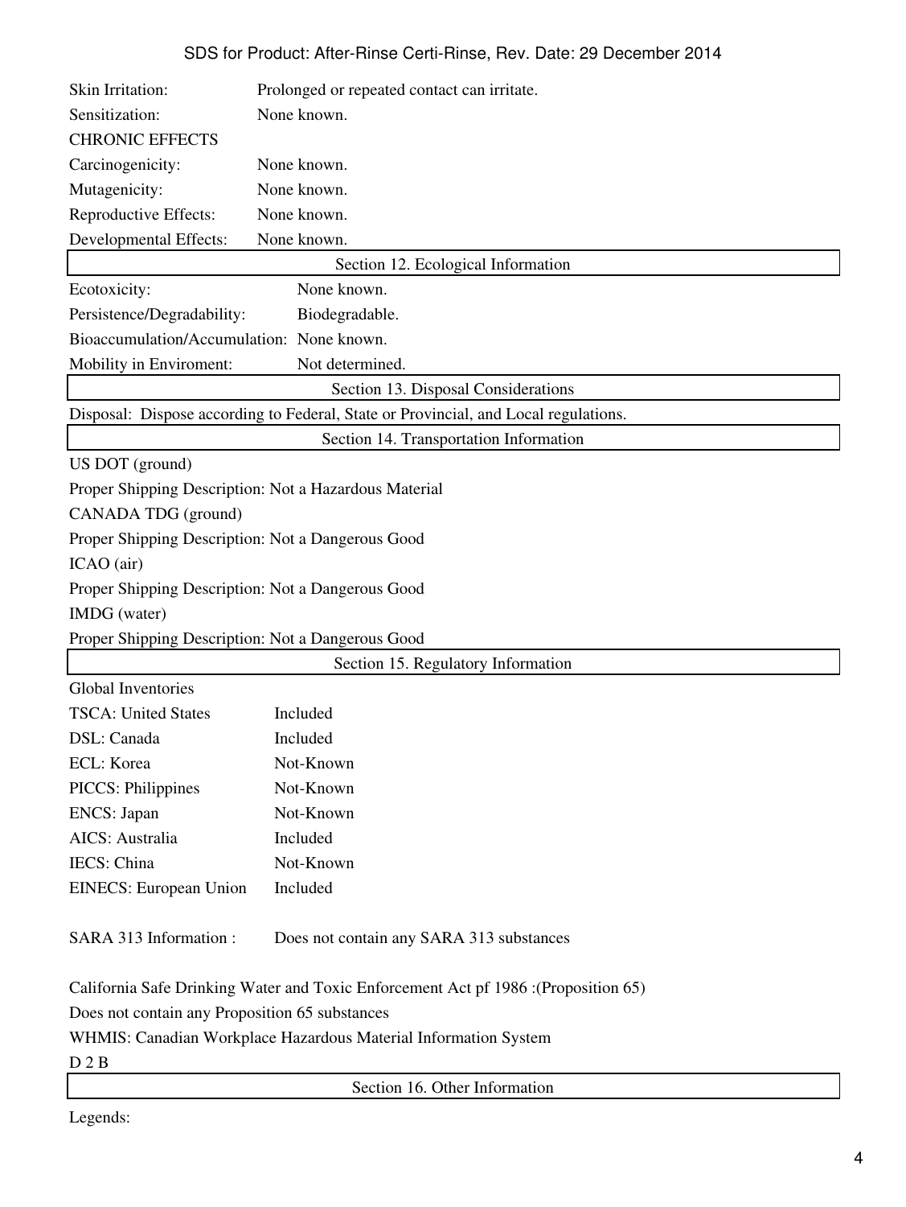Skin Irritation: Prolonged or repeated contact can irritate.

Sensitization: None known.

CHRONIC EFFECTS

Carcinogenicity: None known.

Mutagenicity: None known.

Reproductive Effects: None known.

Developmental Effects: None known.

## Section 12. Ecological Information

Ecotoxicity: None known.

Persistence/Degradability: Biodegradable.

Bioaccumulation/Accumulation: None known.

Mobility in Enviroment: Not determined.

## Section 13. Disposal Considerations

Disposal: Dispose according to Federal, State or Provincial, and Local regulations.

## Section 14. Transportation Information

US DOT (ground)

Proper Shipping Description: Not a Hazardous Material

CANADA TDG (ground)

Proper Shipping Description: Not a Dangerous Good

ICAO (air)

Proper Shipping Description: Not a Dangerous Good

IMDG (water)

Proper Shipping Description: Not a Dangerous Good

## Section 15. Regulatory Information

Global Inventories

| | |
|---|---|
| TSCA: United States | Included |
| DSL: Canada | Included |
| ECL: Korea | Not-Known |
| PICCS: Philippines | Not-Known |
| ENCS: Japan | Not-Known |
| AICS: Australia | Included |
| IECS: China | Not-Known |
| EINECS: European Union | Included |

SARA 313 Information : Does not contain any SARA 313 substances

California Safe Drinking Water and Toxic Enforcement Act pf 1986 :(Proposition 65)

Does not contain any Proposition 65 substances

WHMIS: Canadian Workplace Hazardous Material Information System

D 2 B

## Section 16. Other Information

Legends: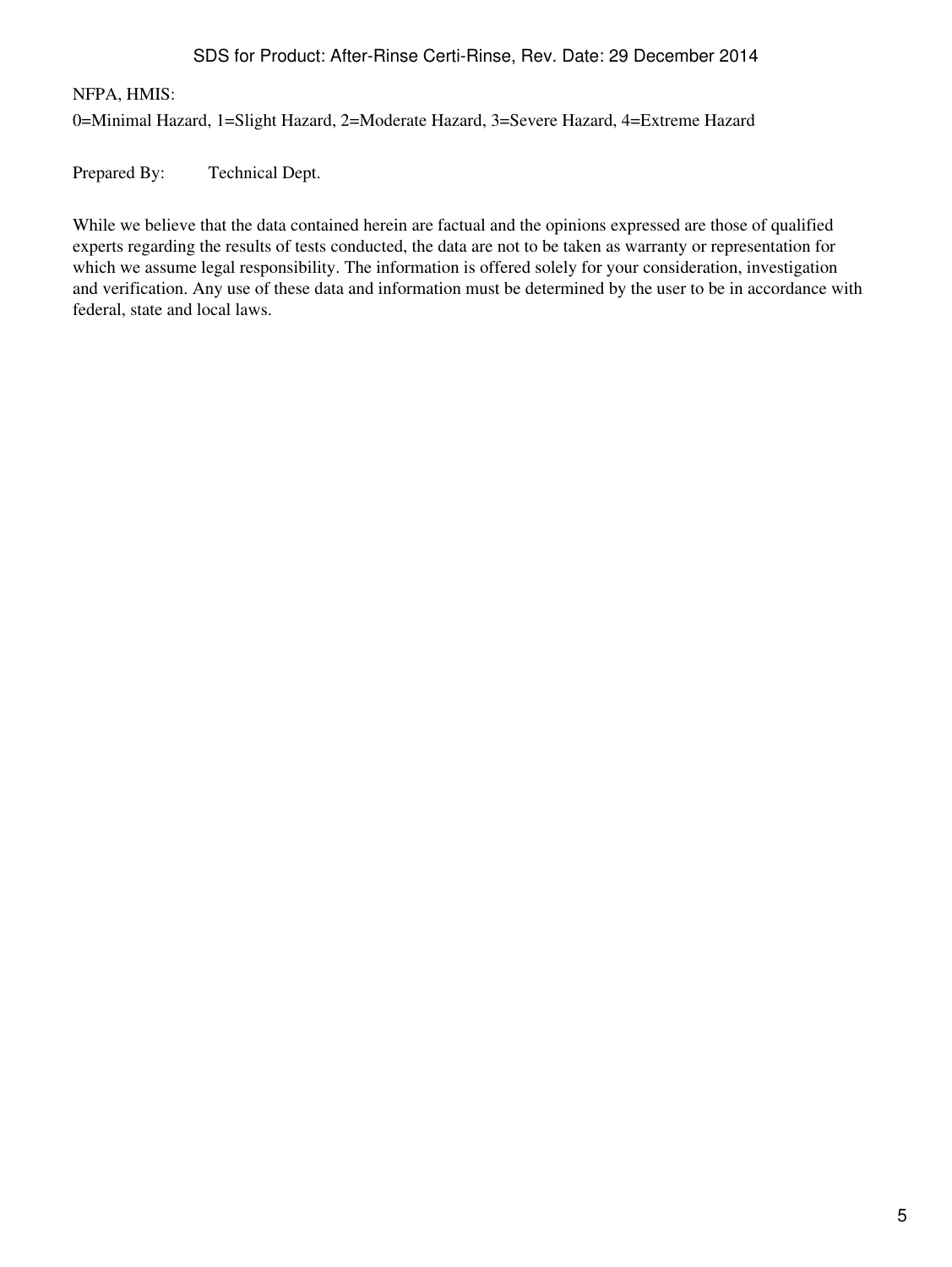NFPA, HMIS:

0=Minimal Hazard, 1=Slight Hazard, 2=Moderate Hazard, 3=Severe Hazard, 4=Extreme Hazard

Prepared By: Technical Dept.

While we believe that the data contained herein are factual and the opinions expressed are those of qualified experts regarding the results of tests conducted, the data are not to be taken as warranty or representation for which we assume legal responsibility. The information is offered solely for your consideration, investigation and verification. Any use of these data and information must be determined by the user to be in accordance with federal, state and local laws.